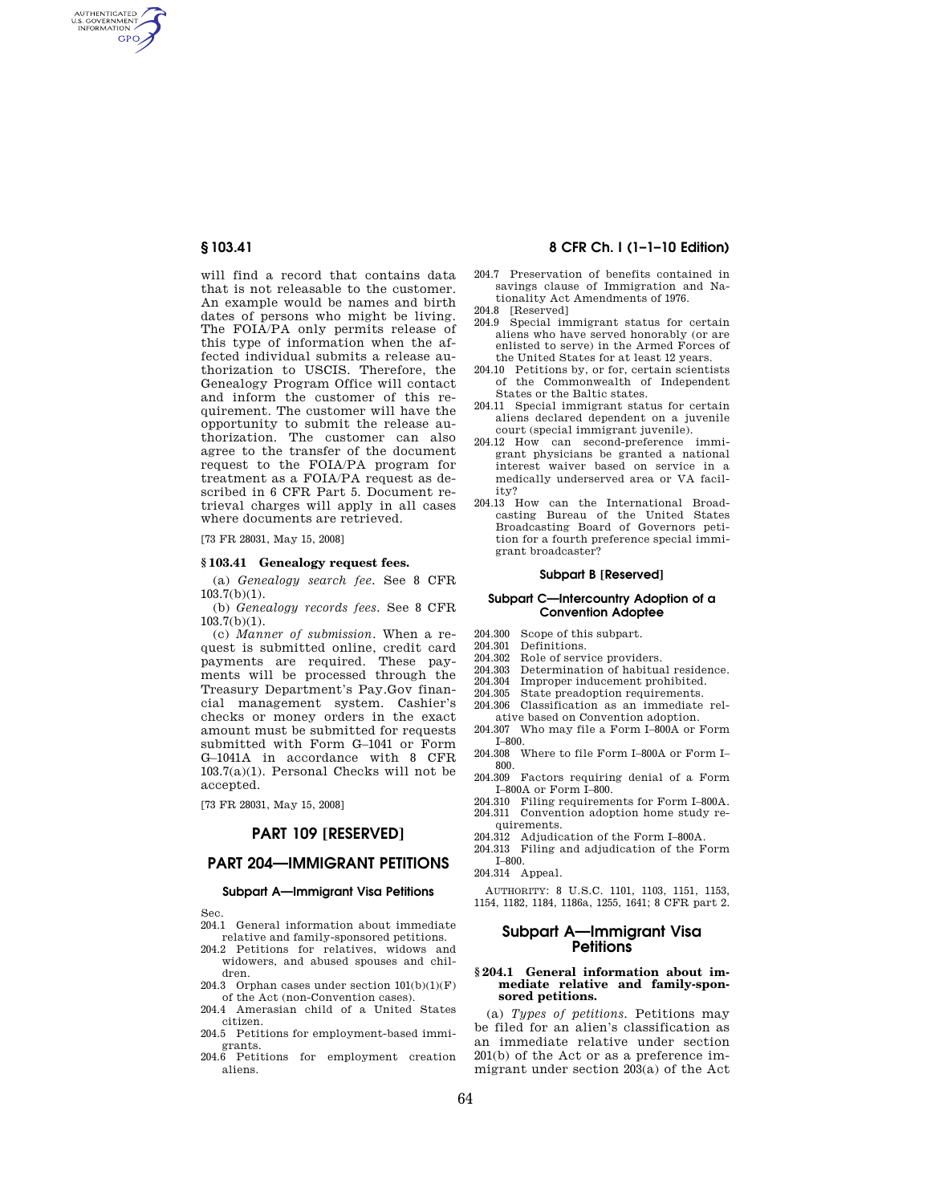will find a record that contains data that is not releasable to the customer. An example would be names and birth dates of persons who might be living. The FOIA/PA only permits release of this type of information when the affected individual submits a release authorization to USCIS. Therefore, the Genealogy Program Office will contact and inform the customer of this requirement. The customer will have the opportunity to submit the release authorization. The customer can also agree to the transfer of the document request to the FOIA/PA program for treatment as a FOIA/PA request as described in 6 CFR Part 5. Document retrieval charges will apply in all cases where documents are retrieved.

[73 FR 28031, May 15, 2008]

### § 103.41 Genealogy request fees.

(a) *Genealogy search fee.* See 8 CFR 103.7(b)(1).

(b) *Genealogy records fees.* See 8 CFR 103.7(b)(1).

(c) *Manner of submission.* When a request is submitted online, credit card payments are required. These payments will be processed through the Treasury Department's Pay.Gov financial management system. Cashier's checks or money orders in the exact amount must be submitted for requests submitted with Form G–1041 or Form G–1041A in accordance with 8 CFR 103.7(a)(1). Personal Checks will not be accepted.

[73 FR 28031, May 15, 2008]

# PART 109 [RESERVED]

# PART 204—IMMIGRANT PETITIONS

#### Subpart A—Immigrant Visa Petitions

Sec.
204.1 General information about immediate relative and family-sponsored petitions.
204.2 Petitions for relatives, widows and widowers, and abused spouses and children.
204.3 Orphan cases under section 101(b)(1)(F) of the Act (non-Convention cases).
204.4 Amerasian child of a United States citizen.
204.5 Petitions for employment-based immigrants.
204.6 Petitions for employment creation aliens.
204.7 Preservation of benefits contained in savings clause of Immigration and Nationality Act Amendments of 1976.
204.8 [Reserved]
204.9 Special immigrant status for certain aliens who have served honorably (or are enlisted to serve) in the Armed Forces of the United States for at least 12 years.
204.10 Petitions by, or for, certain scientists of the Commonwealth of Independent States or the Baltic states.
204.11 Special immigrant status for certain aliens declared dependent on a juvenile court (special immigrant juvenile).
204.12 How can second-preference immigrant physicians be granted a national interest waiver based on service in a medically underserved area or VA facility?
204.13 How can the International Broadcasting Bureau of the United States Broadcasting Board of Governors petition for a fourth preference special immigrant broadcaster?

#### Subpart B [Reserved]

#### Subpart C—Intercountry Adoption of a Convention Adoptee

204.300 Scope of this subpart.
204.301 Definitions.
204.302 Role of service providers.
204.303 Determination of habitual residence.
204.304 Improper inducement prohibited.
204.305 State preadoption requirements.
204.306 Classification as an immediate relative based on Convention adoption.
204.307 Who may file a Form I–800A or Form I–800.
204.308 Where to file Form I–800A or Form I–800.
204.309 Factors requiring denial of a Form I–800A or Form I–800.
204.310 Filing requirements for Form I–800A.
204.311 Convention adoption home study requirements.
204.312 Adjudication of the Form I–800A.
204.313 Filing and adjudication of the Form I–800.
204.314 Appeal.

AUTHORITY: 8 U.S.C. 1101, 1103, 1151, 1153, 1154, 1182, 1184, 1186a, 1255, 1641; 8 CFR part 2.

## Subpart A—Immigrant Visa Petitions

### § 204.1 General information about immediate relative and family-sponsored petitions.

(a) *Types of petitions.* Petitions may be filed for an alien's classification as an immediate relative under section 201(b) of the Act or as a preference immigrant under section 203(a) of the Act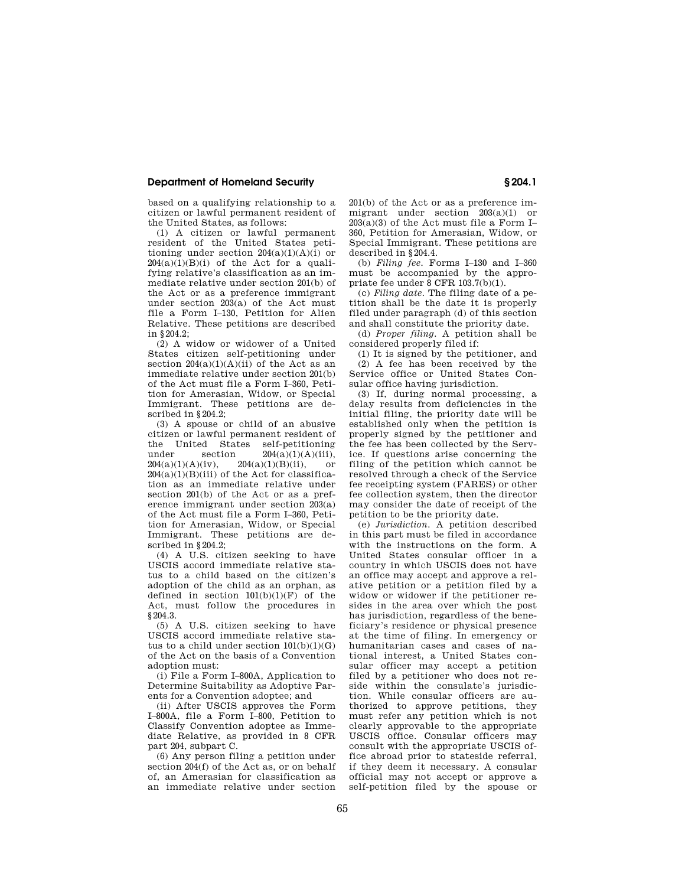based on a qualifying relationship to a citizen or lawful permanent resident of the United States, as follows:

(1) A citizen or lawful permanent resident of the United States petitioning under section 204(a)(1)(A)(i) or 204(a)(1)(B)(i) of the Act for a qualifying relative's classification as an immediate relative under section 201(b) of the Act or as a preference immigrant under section 203(a) of the Act must file a Form I–130, Petition for Alien Relative. These petitions are described in § 204.2;

(2) A widow or widower of a United States citizen self-petitioning under section 204(a)(1)(A)(ii) of the Act as an immediate relative under section 201(b) of the Act must file a Form I–360, Petition for Amerasian, Widow, or Special Immigrant. These petitions are described in § 204.2;

(3) A spouse or child of an abusive citizen or lawful permanent resident of the United States self-petitioning under section 204(a)(1)(A)(iii), 204(a)(1)(A)(iv), 204(a)(1)(B)(ii), or 204(a)(1)(B)(iii) of the Act for classification as an immediate relative under section 201(b) of the Act or as a preference immigrant under section 203(a) of the Act must file a Form I–360, Petition for Amerasian, Widow, or Special Immigrant. These petitions are described in § 204.2;

(4) A U.S. citizen seeking to have USCIS accord immediate relative status to a child based on the citizen's adoption of the child as an orphan, as defined in section 101(b)(1)(F) of the Act, must follow the procedures in § 204.3.

(5) A U.S. citizen seeking to have USCIS accord immediate relative status to a child under section 101(b)(1)(G) of the Act on the basis of a Convention adoption must:

(i) File a Form I–800A, Application to Determine Suitability as Adoptive Parents for a Convention adoptee; and

(ii) After USCIS approves the Form I–800A, file a Form I–800, Petition to Classify Convention adoptee as Immediate Relative, as provided in 8 CFR part 204, subpart C.

(6) Any person filing a petition under section 204(f) of the Act as, or on behalf of, an Amerasian for classification as an immediate relative under section 201(b) of the Act or as a preference immigrant under section 203(a)(1) or 203(a)(3) of the Act must file a Form I–360, Petition for Amerasian, Widow, or Special Immigrant. These petitions are described in § 204.4.

(b) *Filing fee.* Forms I–130 and I–360 must be accompanied by the appropriate fee under 8 CFR 103.7(b)(1).

(c) *Filing date.* The filing date of a petition shall be the date it is properly filed under paragraph (d) of this section and shall constitute the priority date.

(d) *Proper filing.* A petition shall be considered properly filed if:

(1) It is signed by the petitioner, and

(2) A fee has been received by the Service office or United States Consular office having jurisdiction.

(3) If, during normal processing, a delay results from deficiencies in the initial filing, the priority date will be established only when the petition is properly signed by the petitioner and the fee has been collected by the Service. If questions arise concerning the filing of the petition which cannot be resolved through a check of the Service fee receipting system (FARES) or other fee collection system, then the director may consider the date of receipt of the petition to be the priority date.

(e) *Jurisdiction.* A petition described in this part must be filed in accordance with the instructions on the form. A United States consular officer in a country in which USCIS does not have an office may accept and approve a relative petition or a petition filed by a widow or widower if the petitioner resides in the area over which the post has jurisdiction, regardless of the beneficiary's residence or physical presence at the time of filing. In emergency or humanitarian cases and cases of national interest, a United States consular officer may accept a petition filed by a petitioner who does not reside within the consulate's jurisdiction. While consular officers are authorized to approve petitions, they must refer any petition which is not clearly approvable to the appropriate USCIS office. Consular officers may consult with the appropriate USCIS office abroad prior to stateside referral, if they deem it necessary. A consular official may not accept or approve a self-petition filed by the spouse or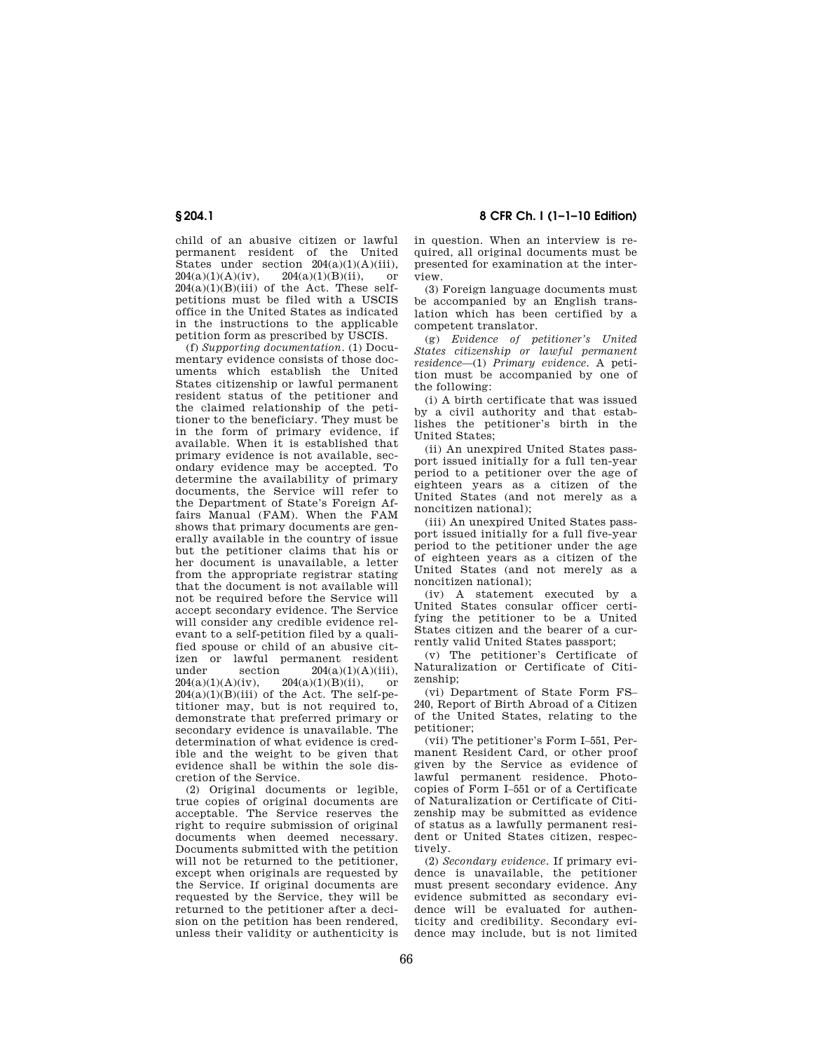child of an abusive citizen or lawful permanent resident of the United States under section 204(a)(1)(A)(iii), 204(a)(1)(A)(iv), 204(a)(1)(B)(ii), or 204(a)(1)(B)(iii) of the Act. These self-petitions must be filed with a USCIS office in the United States as indicated in the instructions to the applicable petition form as prescribed by USCIS.

(f) *Supporting documentation.* (1) Documentary evidence consists of those documents which establish the United States citizenship or lawful permanent resident status of the petitioner and the claimed relationship of the petitioner to the beneficiary. They must be in the form of primary evidence, if available. When it is established that primary evidence is not available, secondary evidence may be accepted. To determine the availability of primary documents, the Service will refer to the Department of State's Foreign Affairs Manual (FAM). When the FAM shows that primary documents are generally available in the country of issue but the petitioner claims that his or her document is unavailable, a letter from the appropriate registrar stating that the document is not available will not be required before the Service will accept secondary evidence. The Service will consider any credible evidence relevant to a self-petition filed by a qualified spouse or child of an abusive citizen or lawful permanent resident under section 204(a)(1)(A)(iii), 204(a)(1)(A)(iv), 204(a)(1)(B)(ii), or 204(a)(1)(B)(iii) of the Act. The self-petitioner may, but is not required to, demonstrate that preferred primary or secondary evidence is unavailable. The determination of what evidence is credible and the weight to be given that evidence shall be within the sole discretion of the Service.

(2) Original documents or legible, true copies of original documents are acceptable. The Service reserves the right to require submission of original documents when deemed necessary. Documents submitted with the petition will not be returned to the petitioner, except when originals are requested by the Service. If original documents are requested by the Service, they will be returned to the petitioner after a decision on the petition has been rendered, unless their validity or authenticity is in question. When an interview is required, all original documents must be presented for examination at the interview.

(3) Foreign language documents must be accompanied by an English translation which has been certified by a competent translator.

(g) *Evidence of petitioner's United States citizenship or lawful permanent residence*—(1) *Primary evidence.* A petition must be accompanied by one of the following:

(i) A birth certificate that was issued by a civil authority and that establishes the petitioner's birth in the United States;

(ii) An unexpired United States passport issued initially for a full ten-year period to a petitioner over the age of eighteen years as a citizen of the United States (and not merely as a noncitizen national);

(iii) An unexpired United States passport issued initially for a full five-year period to the petitioner under the age of eighteen years as a citizen of the United States (and not merely as a noncitizen national);

(iv) A statement executed by a United States consular officer certifying the petitioner to be a United States citizen and the bearer of a currently valid United States passport;

(v) The petitioner's Certificate of Naturalization or Certificate of Citizenship;

(vi) Department of State Form FS–240, Report of Birth Abroad of a Citizen of the United States, relating to the petitioner;

(vii) The petitioner's Form I–551, Permanent Resident Card, or other proof given by the Service as evidence of lawful permanent residence. Photocopies of Form I–551 or of a Certificate of Naturalization or Certificate of Citizenship may be submitted as evidence of status as a lawfully permanent resident or United States citizen, respectively.

(2) *Secondary evidence.* If primary evidence is unavailable, the petitioner must present secondary evidence. Any evidence submitted as secondary evidence will be evaluated for authenticity and credibility. Secondary evidence may include, but is not limited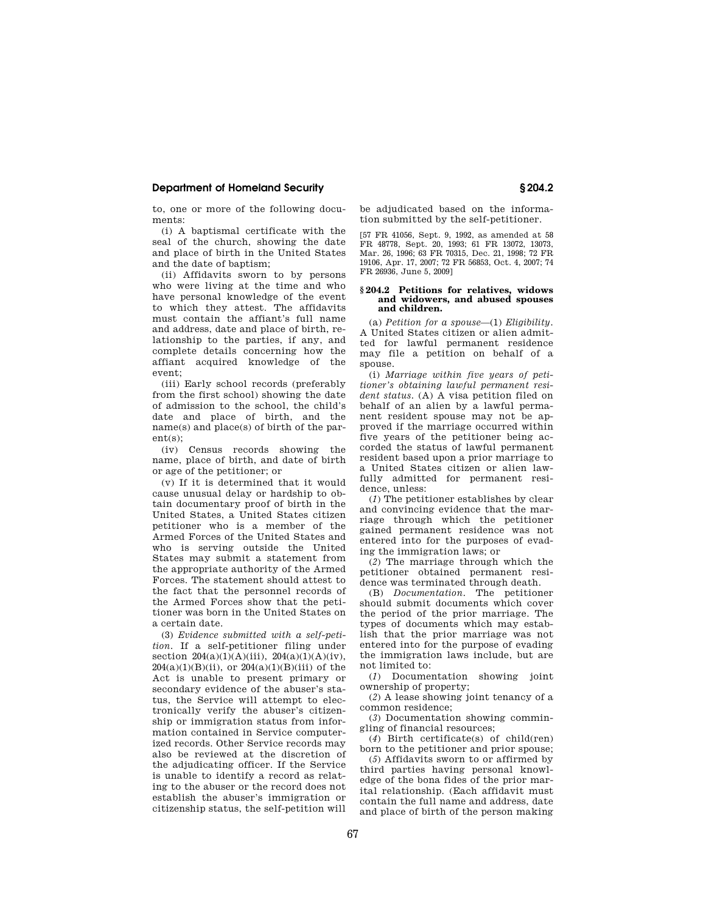to, one or more of the following documents:

(i) A baptismal certificate with the seal of the church, showing the date and place of birth in the United States and the date of baptism;

(ii) Affidavits sworn to by persons who were living at the time and who have personal knowledge of the event to which they attest. The affidavits must contain the affiant's full name and address, date and place of birth, relationship to the parties, if any, and complete details concerning how the affiant acquired knowledge of the event;

(iii) Early school records (preferably from the first school) showing the date of admission to the school, the child's date and place of birth, and the name(s) and place(s) of birth of the parent(s);

(iv) Census records showing the name, place of birth, and date of birth or age of the petitioner; or

(v) If it is determined that it would cause unusual delay or hardship to obtain documentary proof of birth in the United States, a United States citizen petitioner who is a member of the Armed Forces of the United States and who is serving outside the United States may submit a statement from the appropriate authority of the Armed Forces. The statement should attest to the fact that the personnel records of the Armed Forces show that the petitioner was born in the United States on a certain date.

(3) *Evidence submitted with a self-petition.* If a self-petitioner filing under section 204(a)(1)(A)(iii), 204(a)(1)(A)(iv), 204(a)(1)(B)(ii), or 204(a)(1)(B)(iii) of the Act is unable to present primary or secondary evidence of the abuser's status, the Service will attempt to electronically verify the abuser's citizenship or immigration status from information contained in Service computerized records. Other Service records may also be reviewed at the discretion of the adjudicating officer. If the Service is unable to identify a record as relating to the abuser or the record does not establish the abuser's immigration or citizenship status, the self-petition will be adjudicated based on the information submitted by the self-petitioner.

[57 FR 41056, Sept. 9, 1992, as amended at 58 FR 48778, Sept. 20, 1993; 61 FR 13072, 13073, Mar. 26, 1996; 63 FR 70315, Dec. 21, 1998; 72 FR 19106, Apr. 17, 2007; 72 FR 56853, Oct. 4, 2007; 74 FR 26936, June 5, 2009]

### § 204.2 Petitions for relatives, widows and widowers, and abused spouses and children.

(a) *Petition for a spouse*—(1) *Eligibility.* A United States citizen or alien admitted for lawful permanent residence may file a petition on behalf of a spouse.

(i) *Marriage within five years of petitioner's obtaining lawful permanent resident status.* (A) A visa petition filed on behalf of an alien by a lawful permanent resident spouse may not be approved if the marriage occurred within five years of the petitioner being accorded the status of lawful permanent resident based upon a prior marriage to a United States citizen or alien lawfully admitted for permanent residence, unless:

(*1*) The petitioner establishes by clear and convincing evidence that the marriage through which the petitioner gained permanent residence was not entered into for the purposes of evading the immigration laws; or

(*2*) The marriage through which the petitioner obtained permanent residence was terminated through death.

(B) *Documentation.* The petitioner should submit documents which cover the period of the prior marriage. The types of documents which may establish that the prior marriage was not entered into for the purpose of evading the immigration laws include, but are not limited to:

(*1*) Documentation showing joint ownership of property;

(*2*) A lease showing joint tenancy of a common residence;

(*3*) Documentation showing commingling of financial resources;

(*4*) Birth certificate(s) of child(ren) born to the petitioner and prior spouse;

(*5*) Affidavits sworn to or affirmed by third parties having personal knowledge of the bona fides of the prior marital relationship. (Each affidavit must contain the full name and address, date and place of birth of the person making